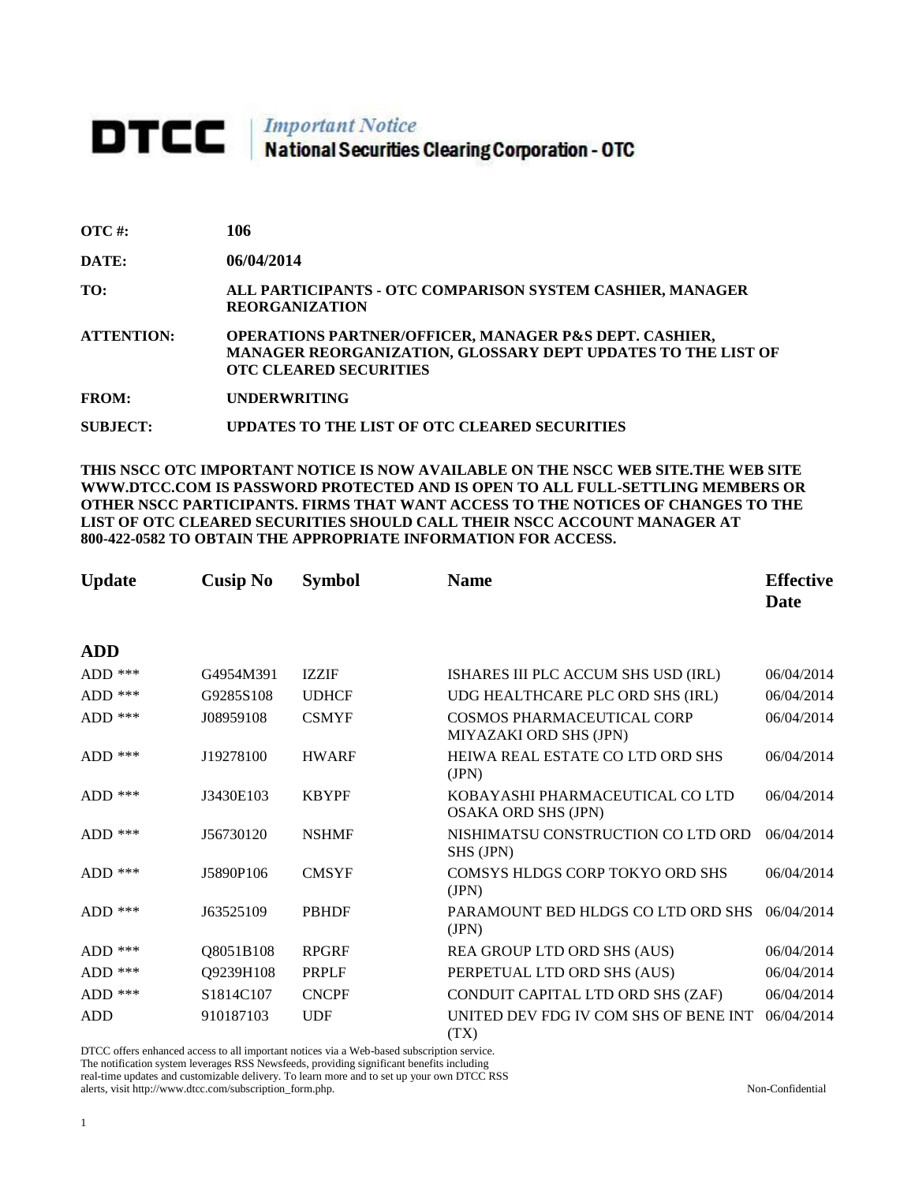# DTCC | *Important Notice* National Securities Clearing Corporation - OTC

| | |
|---|---|
| **OTC #:** | **106** |
| **DATE:** | **06/04/2014** |
| **TO:** | **ALL PARTICIPANTS - OTC COMPARISON SYSTEM CASHIER, MANAGER REORGANIZATION** |
| **ATTENTION:** | **OPERATIONS PARTNER/OFFICER, MANAGER P&S DEPT. CASHIER, MANAGER REORGANIZATION, GLOSSARY DEPT UPDATES TO THE LIST OF OTC CLEARED SECURITIES** |
| **FROM:** | **UNDERWRITING** |
| **SUBJECT:** | **UPDATES TO THE LIST OF OTC CLEARED SECURITIES** |

**THIS NSCC OTC IMPORTANT NOTICE IS NOW AVAILABLE ON THE NSCC WEB SITE.THE WEB SITE WWW.DTCC.COM IS PASSWORD PROTECTED AND IS OPEN TO ALL FULL-SETTLING MEMBERS OR OTHER NSCC PARTICIPANTS. FIRMS THAT WANT ACCESS TO THE NOTICES OF CHANGES TO THE LIST OF OTC CLEARED SECURITIES SHOULD CALL THEIR NSCC ACCOUNT MANAGER AT 800-422-0582 TO OBTAIN THE APPROPRIATE INFORMATION FOR ACCESS.**

| Update | Cusip No | Symbol | Name | Effective Date |
|---|---|---|---|---|
| **ADD** | | | | |
| ADD *** | G4954M391 | IZZIF | ISHARES III PLC ACCUM SHS USD (IRL) | 06/04/2014 |
| ADD *** | G9285S108 | UDHCF | UDG HEALTHCARE PLC ORD SHS (IRL) | 06/04/2014 |
| ADD *** | J08959108 | CSMYF | COSMOS PHARMACEUTICAL CORP MIYAZAKI ORD SHS (JPN) | 06/04/2014 |
| ADD *** | J19278100 | HWARF | HEIWA REAL ESTATE CO LTD ORD SHS (JPN) | 06/04/2014 |
| ADD *** | J3430E103 | KBYPF | KOBAYASHI PHARMACEUTICAL CO LTD OSAKA ORD SHS (JPN) | 06/04/2014 |
| ADD *** | J56730120 | NSHMF | NISHIMATSU CONSTRUCTION CO LTD ORD SHS (JPN) | 06/04/2014 |
| ADD *** | J5890P106 | CMSYF | COMSYS HLDGS CORP TOKYO ORD SHS (JPN) | 06/04/2014 |
| ADD *** | J63525109 | PBHDF | PARAMOUNT BED HLDGS CO LTD ORD SHS (JPN) | 06/04/2014 |
| ADD *** | Q8051B108 | RPGRF | REA GROUP LTD ORD SHS (AUS) | 06/04/2014 |
| ADD *** | Q9239H108 | PRPLF | PERPETUAL LTD ORD SHS (AUS) | 06/04/2014 |
| ADD *** | S1814C107 | CNCPF | CONDUIT CAPITAL LTD ORD SHS (ZAF) | 06/04/2014 |
| ADD | 910187103 | UDF | UNITED DEV FDG IV COM SHS OF BENE INT (TX) | 06/04/2014 |

DTCC offers enhanced access to all important notices via a Web-based subscription service. The notification system leverages RSS Newsfeeds, providing significant benefits including real-time updates and customizable delivery. To learn more and to set up your own DTCC RSS alerts, visit http://www.dtcc.com/subscription_form.php.

Non-Confidential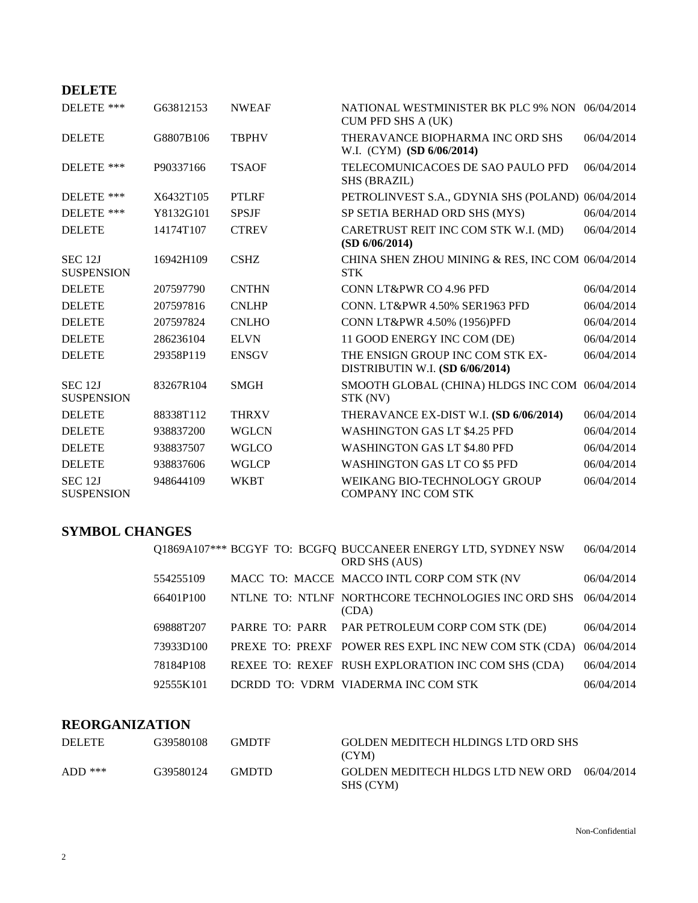## DELETE

| | | | | |
|---|---|---|---|---|
| DELETE *** | G63812153 | NWEAF | NATIONAL WESTMINISTER BK PLC 9% NON CUM PFD SHS A (UK) | 06/04/2014 |
| DELETE | G8807B106 | TBPHV | THERAVANCE BIOPHARMA INC ORD SHS W.I. (CYM) **(SD 6/06/2014)** | 06/04/2014 |
| DELETE *** | P90337166 | TSAOF | TELECOMUNICACOES DE SAO PAULO PFD SHS (BRAZIL) | 06/04/2014 |
| DELETE *** | X6432T105 | PTLRF | PETROLINVEST S.A., GDYNIA SHS (POLAND) | 06/04/2014 |
| DELETE *** | Y8132G101 | SPSJF | SP SETIA BERHAD ORD SHS (MYS) | 06/04/2014 |
| DELETE | 14174T107 | CTREV | CARETRUST REIT INC COM STK W.I. (MD) **(SD 6/06/2014)** | 06/04/2014 |
| SEC 12J SUSPENSION | 16942H109 | CSHZ | CHINA SHEN ZHOU MINING & RES, INC COM STK | 06/04/2014 |
| DELETE | 207597790 | CNTHN | CONN LT&PWR CO 4.96 PFD | 06/04/2014 |
| DELETE | 207597816 | CNLHP | CONN. LT&PWR 4.50% SER1963 PFD | 06/04/2014 |
| DELETE | 207597824 | CNLHO | CONN LT&PWR 4.50% (1956)PFD | 06/04/2014 |
| DELETE | 286236104 | ELVN | 11 GOOD ENERGY INC COM (DE) | 06/04/2014 |
| DELETE | 29358P119 | ENSGV | THE ENSIGN GROUP INC COM STK EX-DISTRIBUTIN W.I. **(SD 6/06/2014)** | 06/04/2014 |
| SEC 12J SUSPENSION | 83267R104 | SMGH | SMOOTH GLOBAL (CHINA) HLDGS INC COM STK (NV) | 06/04/2014 |
| DELETE | 88338T112 | THRXV | THERAVANCE EX-DIST W.I. **(SD 6/06/2014)** | 06/04/2014 |
| DELETE | 938837200 | WGLCN | WASHINGTON GAS LT $4.25 PFD | 06/04/2014 |
| DELETE | 938837507 | WGLCO | WASHINGTON GAS LT $4.80 PFD | 06/04/2014 |
| DELETE | 938837606 | WGLCP | WASHINGTON GAS LT CO $5 PFD | 06/04/2014 |
| SEC 12J SUSPENSION | 948644109 | WKBT | WEIKANG BIO-TECHNOLOGY GROUP COMPANY INC COM STK | 06/04/2014 |

## SYMBOL CHANGES

| | | | |
|---|---|---|---|
| Q1869A107*** | BCGYF TO: BCGFQ | BUCCANEER ENERGY LTD, SYDNEY NSW ORD SHS (AUS) | 06/04/2014 |
| 554255109 | MACC TO: MACCE | MACCO INTL CORP COM STK (NV | 06/04/2014 |
| 66401P100 | NTLNE TO: NTLNF | NORTHCORE TECHNOLOGIES INC ORD SHS (CDA) | 06/04/2014 |
| 69888T207 | PARRE TO: PARR | PAR PETROLEUM CORP COM STK (DE) | 06/04/2014 |
| 73933D100 | PREXE TO: PREXF | POWER RES EXPL INC NEW COM STK (CDA) | 06/04/2014 |
| 78184P108 | REXEE TO: REXEF | RUSH EXPLORATION INC COM SHS (CDA) | 06/04/2014 |
| 92555K101 | DCRDD TO: VDRM | VIADERMA INC COM STK | 06/04/2014 |

## REORGANIZATION

| | | | | |
|---|---|---|---|---|
| DELETE | G39580108 | GMDTF | GOLDEN MEDITECH HLDINGS LTD ORD SHS (CYM) | |
| ADD *** | G39580124 | GMDTD | GOLDEN MEDITECH HLDGS LTD NEW ORD SHS (CYM) | 06/04/2014 |

Non-Confidential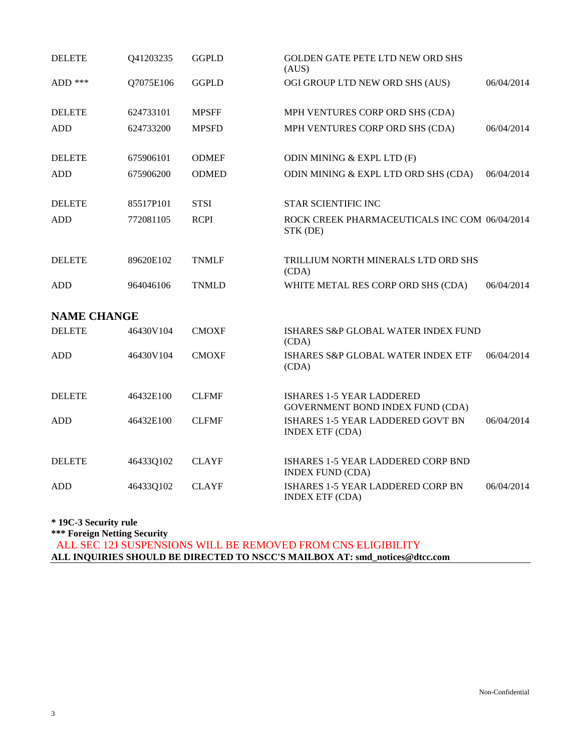| | | | | |
|---|---|---|---|---|
| DELETE | Q41203235 | GGPLD | GOLDEN GATE PETE LTD NEW ORD SHS (AUS) | |
| ADD *** | Q7075E106 | GGPLD | OGI GROUP LTD NEW ORD SHS (AUS) | 06/04/2014 |
| DELETE | 624733101 | MPSFF | MPH VENTURES CORP ORD SHS (CDA) | |
| ADD | 624733200 | MPSFD | MPH VENTURES CORP ORD SHS (CDA) | 06/04/2014 |
| DELETE | 675906101 | ODMEF | ODIN MINING & EXPL LTD (F) | |
| ADD | 675906200 | ODMED | ODIN MINING & EXPL LTD ORD SHS (CDA) | 06/04/2014 |
| DELETE | 85517P101 | STSI | STAR SCIENTIFIC INC | |
| ADD | 772081105 | RCPI | ROCK CREEK PHARMACEUTICALS INC COM STK (DE) | 06/04/2014 |
| DELETE | 89620E102 | TNMLF | TRILLIUM NORTH MINERALS LTD ORD SHS (CDA) | |
| ADD | 964046106 | TNMLD | WHITE METAL RES CORP ORD SHS (CDA) | 06/04/2014 |

## NAME CHANGE

| | | | | |
|---|---|---|---|---|
| DELETE | 46430V104 | CMOXF | ISHARES S&P GLOBAL WATER INDEX FUND (CDA) | |
| ADD | 46430V104 | CMOXF | ISHARES S&P GLOBAL WATER INDEX ETF (CDA) | 06/04/2014 |
| DELETE | 46432E100 | CLFMF | ISHARES 1-5 YEAR LADDERED GOVERNMENT BOND INDEX FUND (CDA) | |
| ADD | 46432E100 | CLFMF | ISHARES 1-5 YEAR LADDERED GOVT BN INDEX ETF (CDA) | 06/04/2014 |
| DELETE | 46433Q102 | CLAYF | ISHARES 1-5 YEAR LADDERED CORP BND INDEX FUND (CDA) | |
| ADD | 46433Q102 | CLAYF | ISHARES 1-5 YEAR LADDERED CORP BN INDEX ETF (CDA) | 06/04/2014 |

**\* 19C-3 Security rule**

**\*\*\* Foreign Netting Security**

ALL SEC 12J SUSPENSIONS WILL BE REMOVED FROM CNS ELIGIBILITY

**ALL INQUIRIES SHOULD BE DIRECTED TO NSCC'S MAILBOX AT: smd_notices@dtcc.com**

Non-Confidential